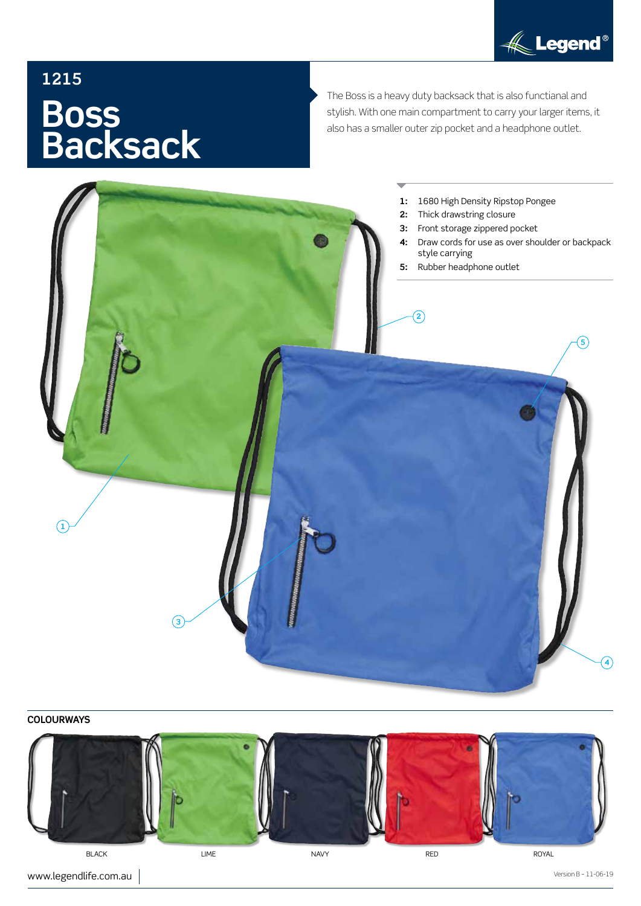Legend®

# 1215

# Boss Backsack

The Boss is a heavy duty backsack that is also functianal and stylish. With one main compartment to carry your larger items, it also has a smaller outer zip pocket and a headphone outlet.

1: 1680 High Density Ripstop Pongee
2: Thick drawstring closure
3: Front storage zippered pocket
4: Draw cords for use as over shoulder or backpack style carrying
5: Rubber headphone outlet

## COLOURWAYS

BLACK | LIME | NAVY | RED | ROYAL

www.legendlife.com.au

Version B - 11-06-19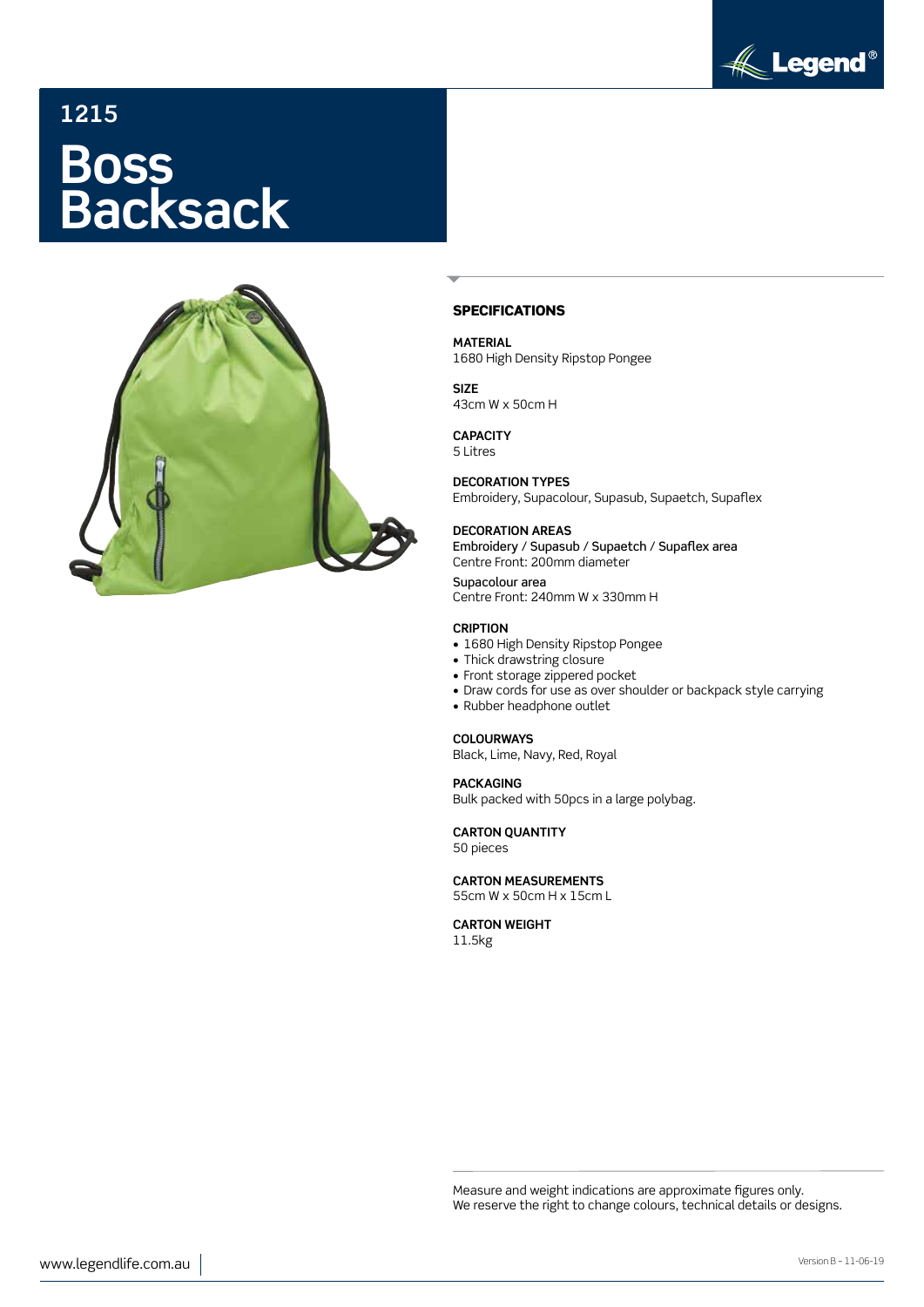# 1215

# Boss Backsack

## SPECIFICATIONS

**MATERIAL**
1680 High Density Ripstop Pongee

**SIZE**
43cm W x 50cm H

**CAPACITY**
5 Litres

**DECORATION TYPES**
Embroidery, Supacolour, Supasub, Supaetch, Supaflex

**DECORATION AREAS**
Embroidery / Supasub / Supaetch / Supaflex area
Centre Front: 200mm diameter

Supacolour area
Centre Front: 240mm W x 330mm H

**CRIPTION**
- 1680 High Density Ripstop Pongee
- Thick drawstring closure
- Front storage zippered pocket
- Draw cords for use as over shoulder or backpack style carrying
- Rubber headphone outlet

**COLOURWAYS**
Black, Lime, Navy, Red, Royal

**PACKAGING**
Bulk packed with 50pcs in a large polybag.

**CARTON QUANTITY**
50 pieces

**CARTON MEASUREMENTS**
55cm W x 50cm H x 15cm L

**CARTON WEIGHT**
11.5kg

Measure and weight indications are approximate figures only.
We reserve the right to change colours, technical details or designs.

www.legendlife.com.au

Version B - 11-06-19